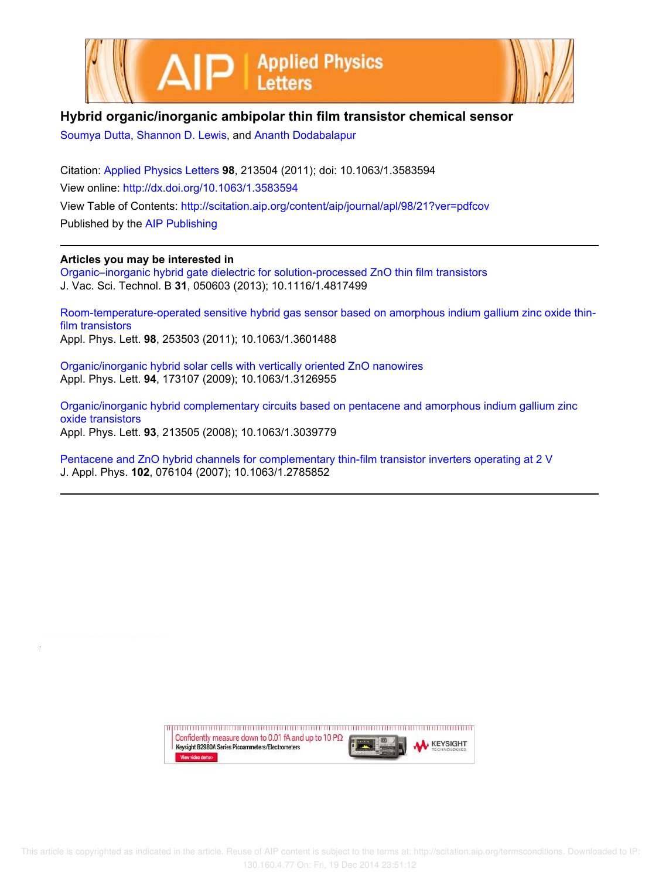# Hybrid organic/inorganic ambipolar thin film transistor chemical sensor

Soumya Dutta, Shannon D. Lewis, and Ananth Dodabalapur

Citation: Applied Physics Letters **98**, 213504 (2011); doi: 10.1063/1.3583594

View online: http://dx.doi.org/10.1063/1.3583594

View Table of Contents: http://scitation.aip.org/content/aip/journal/apl/98/21?ver=pdfcov

Published by the AIP Publishing

---

**Articles you may be interested in**

Organic–inorganic hybrid gate dielectric for solution-processed ZnO thin film transistors
J. Vac. Sci. Technol. B **31**, 050603 (2013); 10.1116/1.4817499

Room-temperature-operated sensitive hybrid gas sensor based on amorphous indium gallium zinc oxide thin-film transistors
Appl. Phys. Lett. **98**, 253503 (2011); 10.1063/1.3601488

Organic/inorganic hybrid solar cells with vertically oriented ZnO nanowires
Appl. Phys. Lett. **94**, 173107 (2009); 10.1063/1.3126955

Organic/inorganic hybrid complementary circuits based on pentacene and amorphous indium gallium zinc oxide transistors
Appl. Phys. Lett. **93**, 213505 (2008); 10.1063/1.3039779

Pentacene and ZnO hybrid channels for complementary thin-film transistor inverters operating at 2 V
J. Appl. Phys. **102**, 076104 (2007); 10.1063/1.2785852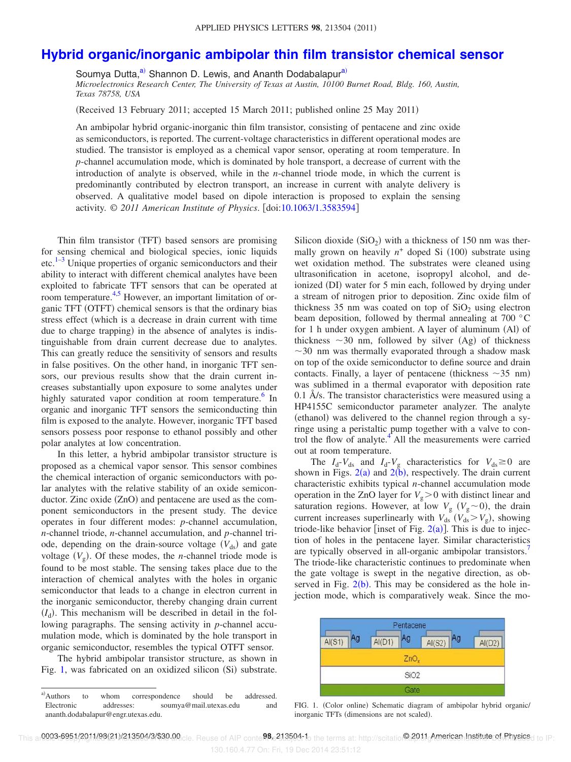# Hybrid organic/inorganic ambipolar thin film transistor chemical sensor

Soumya Dutta,[a] Shannon D. Lewis, and Ananth Dodabalapur[a]

*Microelectronics Research Center, The University of Texas at Austin, 10100 Burnet Road, Bldg. 160, Austin, Texas 78758, USA*

(Received 13 February 2011; accepted 15 March 2011; published online 25 May 2011)

An ambipolar hybrid organic-inorganic thin film transistor, consisting of pentacene and zinc oxide as semiconductors, is reported. The current-voltage characteristics in different operational modes are studied. The transistor is employed as a chemical vapor sensor, operating at room temperature. In *p*-channel accumulation mode, which is dominated by hole transport, a decrease of current with the introduction of analyte is observed, while in the *n*-channel triode mode, in which the current is predominantly contributed by electron transport, an increase in current with analyte delivery is observed. A qualitative model based on dipole interaction is proposed to explain the sensing activity. © *2011 American Institute of Physics*. [doi:10.1063/1.3583594]

Thin film transistor (TFT) based sensors are promising for sensing chemical and biological species, ionic liquids etc.[1–3] Unique properties of organic semiconductors and their ability to interact with different chemical analytes have been exploited to fabricate TFT sensors that can be operated at room temperature.[4,5] However, an important limitation of organic TFT (OTFT) chemical sensors is that the ordinary bias stress effect (which is a decrease in drain current with time due to charge trapping) in the absence of analytes is indistinguishable from drain current decrease due to analytes. This can greatly reduce the sensitivity of sensors and results in false positives. On the other hand, in inorganic TFT sensors, our previous results show that the drain current increases substantially upon exposure to some analytes under highly saturated vapor condition at room temperature.[6] In organic and inorganic TFT sensors the semiconducting thin film is exposed to the analyte. However, inorganic TFT based sensors possess poor response to ethanol possibly and other polar analytes at low concentration.

In this letter, a hybrid ambipolar transistor structure is proposed as a chemical vapor sensor. This sensor combines the chemical interaction of organic semiconductors with polar analytes with the relative stability of an oxide semiconductor. Zinc oxide (ZnO) and pentacene are used as the component semiconductors in the present study. The device operates in four different modes: *p*-channel accumulation, *n*-channel triode, *n*-channel accumulation, and *p*-channel triode, depending on the drain-source voltage ($V_{ds}$) and gate voltage ($V_g$). Of these modes, the *n*-channel triode mode is found to be most stable. The sensing takes place due to the interaction of chemical analytes with the holes in organic semiconductor that leads to a change in electron current in the inorganic semiconductor, thereby changing drain current ($I_d$). This mechanism will be described in detail in the following paragraphs. The sensing activity in *p*-channel accumulation mode, which is dominated by the hole transport in organic semiconductor, resembles the typical OTFT sensor.

The hybrid ambipolar transistor structure, as shown in Fig. 1, was fabricated on an oxidized silicon (Si) substrate. Silicon dioxide ($SiO_2$) with a thickness of 150 nm was thermally grown on heavily $n^+$ doped Si (100) substrate using wet oxidation method. The substrates were cleaned using ultrasonification in acetone, isopropyl alcohol, and deionized (DI) water for 5 min each, followed by drying under a stream of nitrogen prior to deposition. Zinc oxide film of thickness 35 nm was coated on top of $SiO_2$ using electron beam deposition, followed by thermal annealing at 700 °C for 1 h under oxygen ambient. A layer of aluminum (Al) of thickness ~30 nm, followed by silver (Ag) of thickness ~30 nm was thermally evaporated through a shadow mask on top of the oxide semiconductor to define source and drain contacts. Finally, a layer of pentacene (thickness ~35 nm) was sublimed in a thermal evaporator with deposition rate 0.1 Å/s. The transistor characteristics were measured using a HP4155C semiconductor parameter analyzer. The analyte (ethanol) was delivered to the channel region through a syringe using a peristaltic pump together with a valve to control the flow of analyte.[4] All the measurements were carried out at room temperature.

The $I_d$-$V_{ds}$ and $I_d$-$V_g$ characteristics for $V_{ds} \geq 0$ are shown in Figs. 2(a) and 2(b), respectively. The drain current characteristic exhibits typical *n*-channel accumulation mode operation in the ZnO layer for $V_g > 0$ with distinct linear and saturation regions. However, at low $V_g$ ($V_g \sim 0$), the drain current increases superlinearly with $V_{ds}$ ($V_{ds} > V_g$), showing triode-like behavior [inset of Fig. 2(a)]. This is due to injection of holes in the pentacene layer. Similar characteristics are typically observed in all-organic ambipolar transistors.[7] The triode-like characteristic continues to predominate when the gate voltage is swept in the negative direction, as observed in Fig. 2(b). This may be considered as the hole injection mode, which is comparatively weak. Since the mo-

| Pentacene | | | | | | | |
|---|---|---|---|---|---|---|---|
| Al(S1) | Ag | Al(D1) | Ag | Al(S2) | Ag | Al(D2) | |
| $ZnO_x$ | | | | | | | |
| SiO2 | | | | | | | |
| Gate | | | | | | | |

FIG. 1. (Color online) Schematic diagram of ambipolar hybrid organic/inorganic TFTs (dimensions are not scaled).

---

[a] Authors to whom correspondence should be addressed. Electronic addresses: soumya@mail.utexas.edu and ananth.dodabalapur@engr.utexas.edu.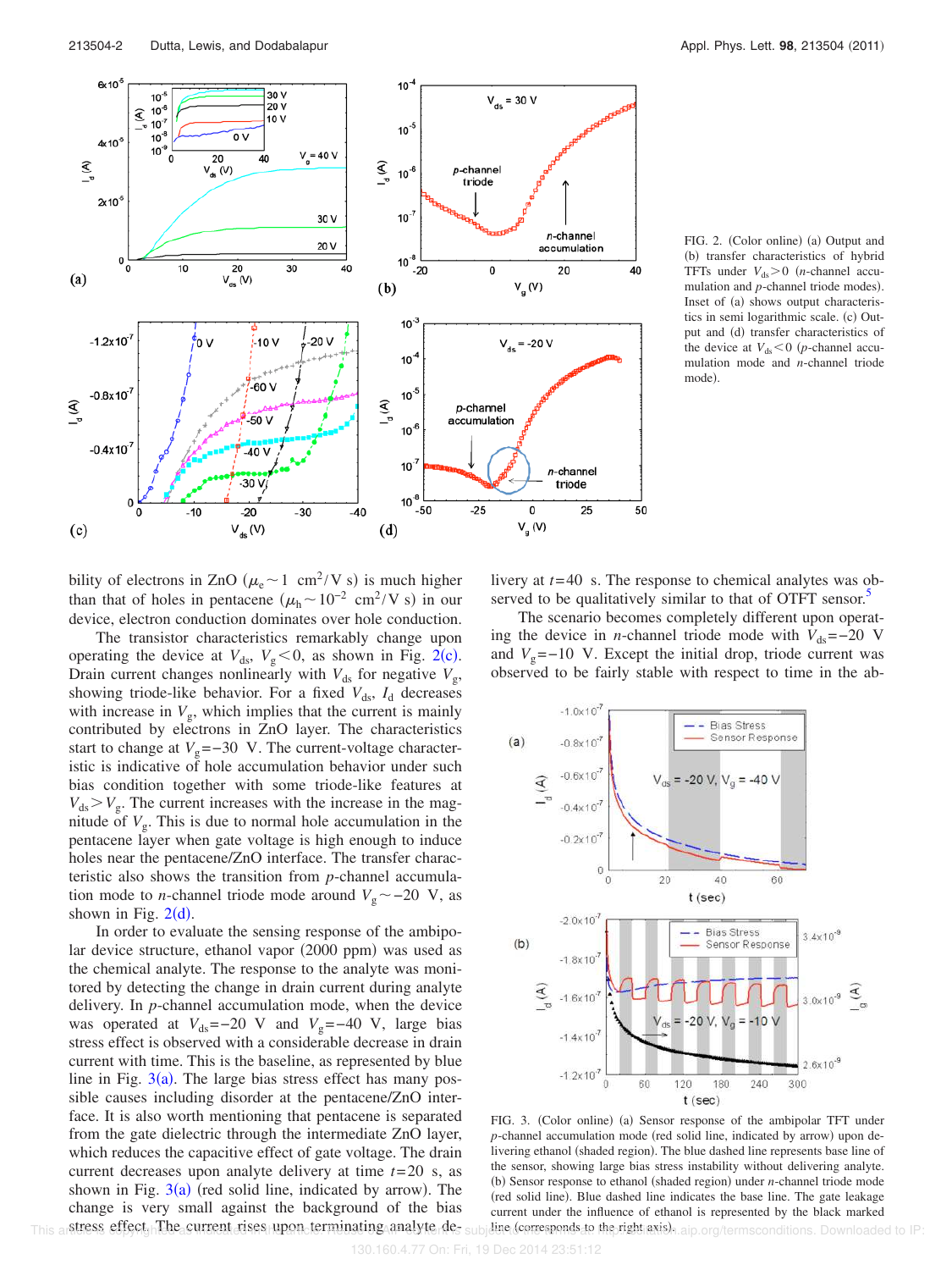FIG. 2. (Color online) (a) Output and (b) transfer characteristics of hybrid TFTs under $V_{ds}>0$ ($n$-channel accumulation and $p$-channel triode modes). Inset of (a) shows output characteristics in semi logarithmic scale. (c) Output and (d) transfer characteristics of the device at $V_{ds}<0$ ($p$-channel accumulation mode and $n$-channel triode mode).

bility of electrons in ZnO ($\mu_e \sim 1$ cm$^2$/V s) is much higher than that of holes in pentacene ($\mu_h \sim 10^{-2}$ cm$^2$/V s) in our device, electron conduction dominates over hole conduction.

The transistor characteristics remarkably change upon operating the device at $V_{ds}$, $V_g<0$, as shown in Fig. 2(c). Drain current changes nonlinearly with $V_{ds}$ for negative $V_g$, showing triode-like behavior. For a fixed $V_{ds}$, $I_d$ decreases with increase in $V_g$, which implies that the current is mainly contributed by electrons in ZnO layer. The characteristics start to change at $V_g=-30$ V. The current-voltage characteristic is indicative of hole accumulation behavior under such bias condition together with some triode-like features at $V_{ds}>V_g$. The current increases with the increase in the magnitude of $V_g$. This is due to normal hole accumulation in the pentacene layer when gate voltage is high enough to induce holes near the pentacene/ZnO interface. The transfer characteristic also shows the transition from $p$-channel accumulation mode to $n$-channel triode mode around $V_g \sim -20$ V, as shown in Fig. 2(d).

In order to evaluate the sensing response of the ambipolar device structure, ethanol vapor (2000 ppm) was used as the chemical analyte. The response to the analyte was monitored by detecting the change in drain current during analyte delivery. In $p$-channel accumulation mode, when the device was operated at $V_{ds}=-20$ V and $V_g=-40$ V, large bias stress effect is observed with a considerable decrease in drain current with time. This is the baseline, as represented by blue line in Fig. 3(a). The large bias stress effect has many possible causes including disorder at the pentacene/ZnO interface. It is also worth mentioning that pentacene is separated from the gate dielectric through the intermediate ZnO layer, which reduces the capacitive effect of gate voltage. The drain current decreases upon analyte delivery at time $t=20$ s, as shown in Fig. 3(a) (red solid line, indicated by arrow). The change is very small against the background of the bias stress effect. The current rises upon terminating analyte delivery at $t=40$ s. The response to chemical analytes was observed to be qualitatively similar to that of OTFT sensor.[5]

The scenario becomes completely different upon operating the device in $n$-channel triode mode with $V_{ds}=-20$ V and $V_g=-10$ V. Except the initial drop, triode current was observed to be fairly stable with respect to time in the ab-

FIG. 3. (Color online) (a) Sensor response of the ambipolar TFT under $p$-channel accumulation mode (red solid line, indicated by arrow) upon delivering ethanol (shaded region). The blue dashed line represents base line of the sensor, showing large bias stress instability without delivering analyte. (b) Sensor response to ethanol (shaded region) under $n$-channel triode mode (red solid line). Blue dashed line indicates the base line. The gate leakage current under the influence of ethanol is represented by the black marked line (corresponds to the right axis).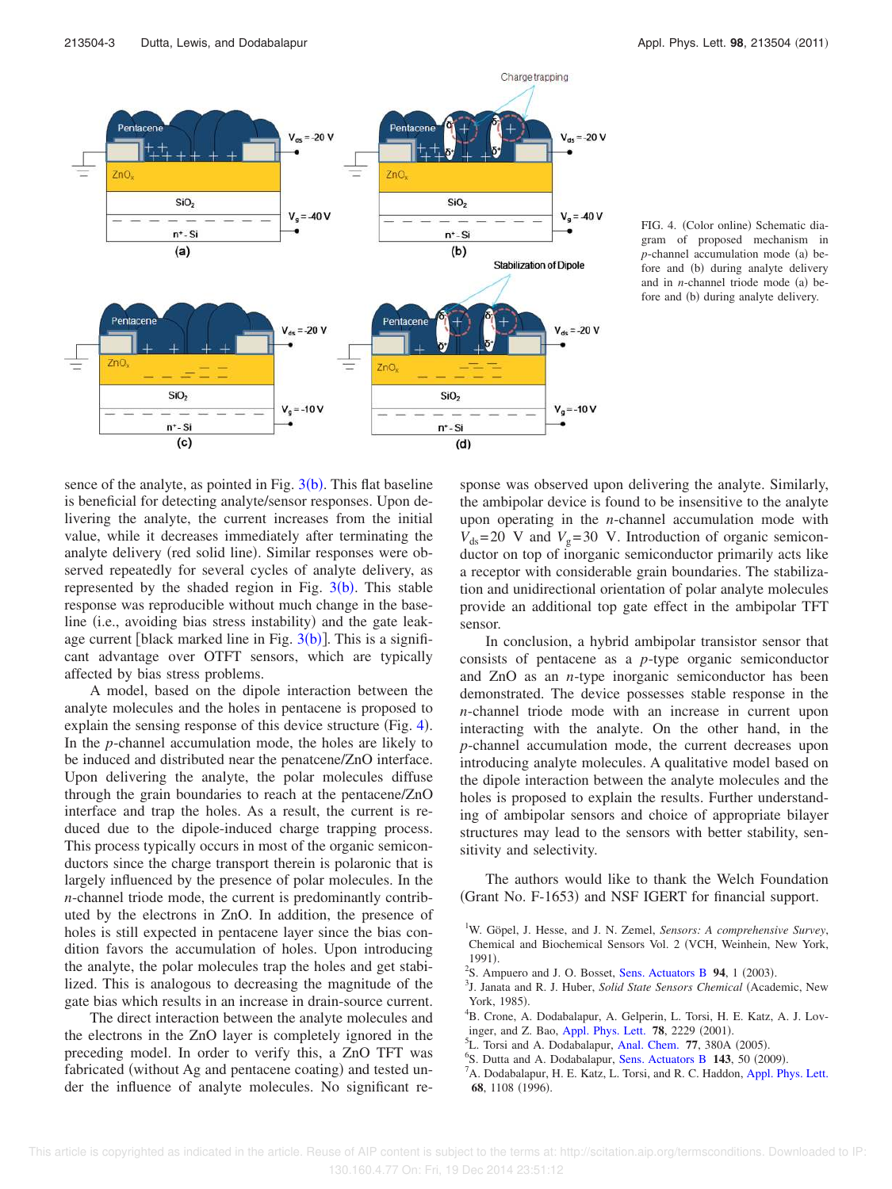Charge trapping

Pentacene

ZnO$_x$

SiO$_2$

n$^+$- Si

$V_{ds}$ = -20 V

$V_g$ = -40 V

(a)

(b)

Stabilization of Dipole

(c)

(d)

$V_g$ = -10 V

FIG. 4. (Color online) Schematic diagram of proposed mechanism in *p*-channel accumulation mode (a) before and (b) during analyte delivery and in *n*-channel triode mode (a) before and (b) during analyte delivery.

sence of the analyte, as pointed in Fig. 3(b). This flat baseline is beneficial for detecting analyte/sensor responses. Upon delivering the analyte, the current increases from the initial value, while it decreases immediately after terminating the analyte delivery (red solid line). Similar responses were observed repeatedly for several cycles of analyte delivery, as represented by the shaded region in Fig. 3(b). This stable response was reproducible without much change in the baseline (i.e., avoiding bias stress instability) and the gate leakage current [black marked line in Fig. 3(b)]. This is a significant advantage over OTFT sensors, which are typically affected by bias stress problems.

A model, based on the dipole interaction between the analyte molecules and the holes in pentacene is proposed to explain the sensing response of this device structure (Fig. 4). In the *p*-channel accumulation mode, the holes are likely to be induced and distributed near the pentacene/ZnO interface. Upon delivering the analyte, the polar molecules diffuse through the grain boundaries to reach at the pentacene/ZnO interface and trap the holes. As a result, the current is reduced due to the dipole-induced charge trapping process. This process typically occurs in most of the organic semiconductors since the charge transport therein is polaronic that is largely influenced by the presence of polar molecules. In the *n*-channel triode mode, the current is predominantly contributed by the electrons in ZnO. In addition, the presence of holes is still expected in pentacene layer since the bias condition favors the accumulation of holes. Upon introducing the analyte, the polar molecules trap the holes and get stabilized. This is analogous to decreasing the magnitude of the gate bias which results in an increase in drain-source current.

The direct interaction between the analyte molecules and the electrons in the ZnO layer is completely ignored in the preceding model. In order to verify this, a ZnO TFT was fabricated (without Ag and pentacene coating) and tested under the influence of analyte molecules. No significant response was observed upon delivering the analyte. Similarly, the ambipolar device is found to be insensitive to the analyte upon operating in the *n*-channel accumulation mode with $V_{ds}=20$ V and $V_g=30$ V. Introduction of organic semiconductor on top of inorganic semiconductor primarily acts like a receptor with considerable grain boundaries. The stabilization and unidirectional orientation of polar analyte molecules provide an additional top gate effect in the ambipolar TFT sensor.

In conclusion, a hybrid ambipolar transistor sensor that consists of pentacene as a *p*-type organic semiconductor and ZnO as an *n*-type inorganic semiconductor has been demonstrated. The device possesses stable response in the *n*-channel triode mode with an increase in current upon interacting with the analyte. On the other hand, in the *p*-channel accumulation mode, the current decreases upon introducing analyte molecules. A qualitative model based on the dipole interaction between the analyte molecules and the holes is proposed to explain the results. Further understanding of ambipolar sensors and choice of appropriate bilayer structures may lead to the sensors with better stability, sensitivity and selectivity.

The authors would like to thank the Welch Foundation (Grant No. F-1653) and NSF IGERT for financial support.

[1] W. Göpel, J. Hesse, and J. N. Zemel, *Sensors: A comprehensive Survey*, Chemical and Biochemical Sensors Vol. 2 (VCH, Weinhein, New York, 1991).

[2] S. Ampuero and J. O. Bosset, Sens. Actuators B **94**, 1 (2003).

[3] J. Janata and R. J. Huber, *Solid State Sensors Chemical* (Academic, New York, 1985).

[4] B. Crone, A. Dodabalapur, A. Gelperin, L. Torsi, H. E. Katz, A. J. Lovinger, and Z. Bao, Appl. Phys. Lett. **78**, 2229 (2001).

[5] L. Torsi and A. Dodabalapur, Anal. Chem. **77**, 380A (2005).

[6] S. Dutta and A. Dodabalapur, Sens. Actuators B **143**, 50 (2009).

[7] A. Dodabalapur, H. E. Katz, L. Torsi, and R. C. Haddon, Appl. Phys. Lett. **68**, 1108 (1996).